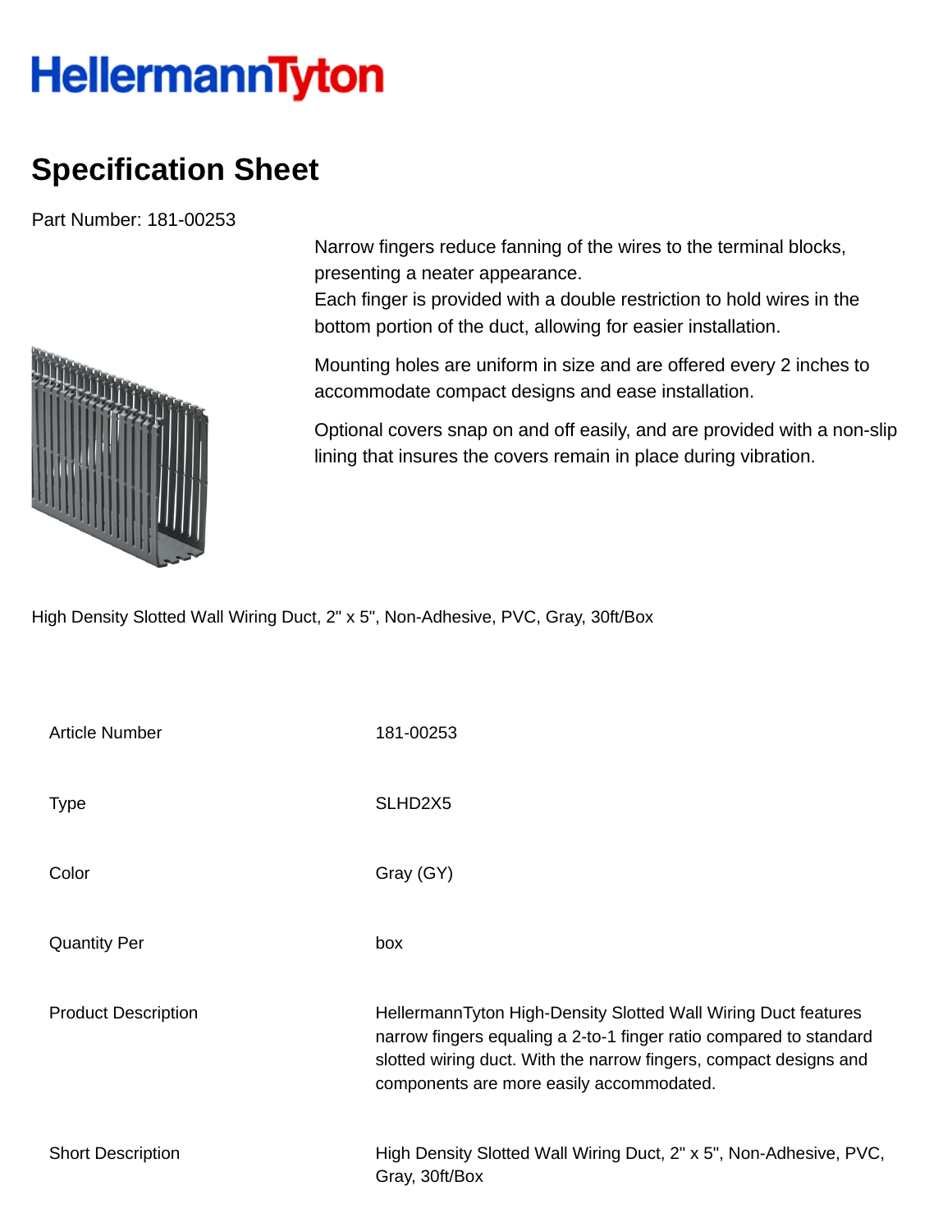HellermannTyton

# Specification Sheet

Part Number: 181-00253

Narrow fingers reduce fanning of the wires to the terminal blocks, presenting a neater appearance.
Each finger is provided with a double restriction to hold wires in the bottom portion of the duct, allowing for easier installation.

Mounting holes are uniform in size and are offered every 2 inches to accommodate compact designs and ease installation.

Optional covers snap on and off easily, and are provided with a non-slip lining that insures the covers remain in place during vibration.

High Density Slotted Wall Wiring Duct, 2" x 5", Non-Adhesive, PVC, Gray, 30ft/Box

| | |
|---|---|
| Article Number | 181-00253 |
| Type | SLHD2X5 |
| Color | Gray (GY) |
| Quantity Per | box |
| Product Description | HellermannTyton High-Density Slotted Wall Wiring Duct features narrow fingers equaling a 2-to-1 finger ratio compared to standard slotted wiring duct. With the narrow fingers, compact designs and components are more easily accommodated. |
| Short Description | High Density Slotted Wall Wiring Duct, 2" x 5", Non-Adhesive, PVC, Gray, 30ft/Box |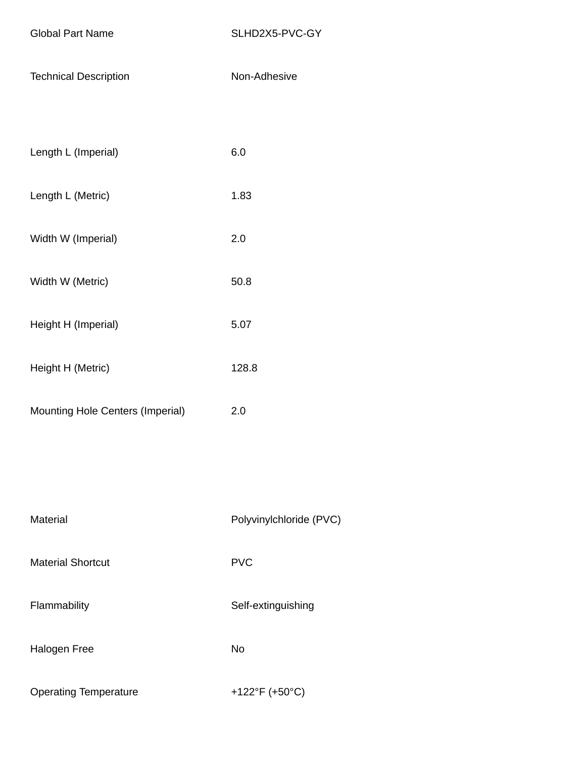| | |
|---|---|
| Global Part Name | SLHD2X5-PVC-GY |
| Technical Description | Non-Adhesive |
| Length L (Imperial) | 6.0 |
| Length L (Metric) | 1.83 |
| Width W (Imperial) | 2.0 |
| Width W (Metric) | 50.8 |
| Height H (Imperial) | 5.07 |
| Height H (Metric) | 128.8 |
| Mounting Hole Centers (Imperial) | 2.0 |
| Material | Polyvinylchloride (PVC) |
| Material Shortcut | PVC |
| Flammability | Self-extinguishing |
| Halogen Free | No |
| Operating Temperature | +122°F (+50°C) |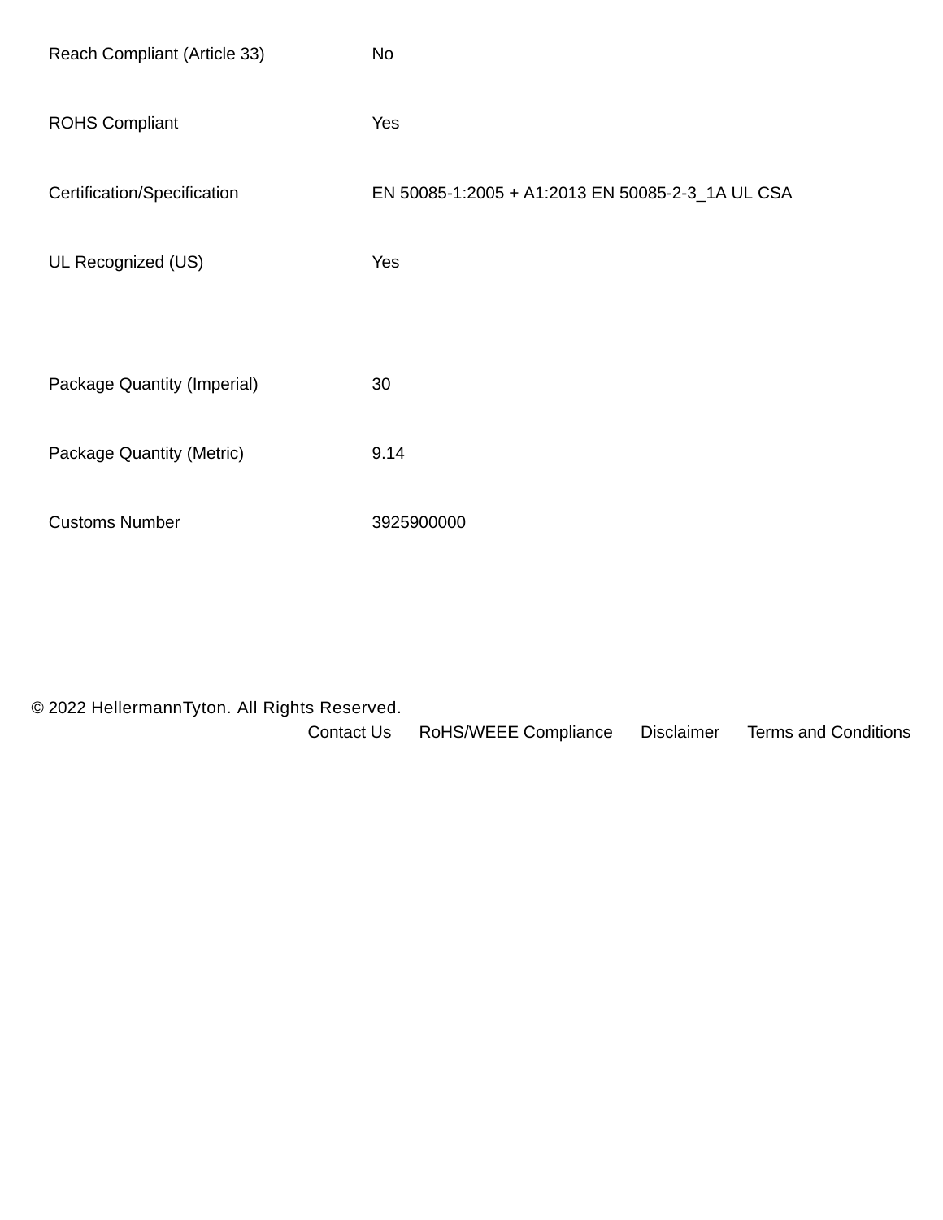| | |
|---|---|
| Reach Compliant (Article 33) | No |
| ROHS Compliant | Yes |
| Certification/Specification | EN 50085-1:2005 + A1:2013 EN 50085-2-3_1A UL CSA |
| UL Recognized (US) | Yes |

| | |
|---|---|
| Package Quantity (Imperial) | 30 |
| Package Quantity (Metric) | 9.14 |
| Customs Number | 3925900000 |

© 2022 HellermannTyton. All Rights Reserved.

Contact Us RoHS/WEEE Compliance Disclaimer Terms and Conditions